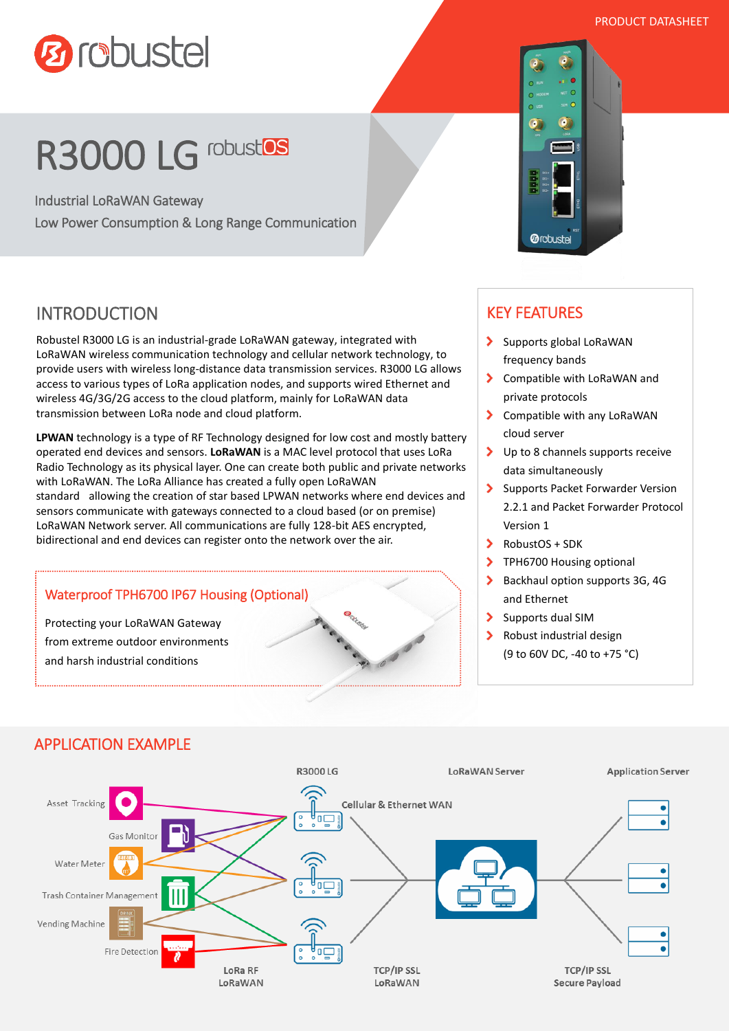PRODUCT DATASHEET

# R3000 LG robustOS

Industrial LoRaWAN Gateway

Low Power Consumption & Long Range Communication

## INTRODUCTION

Robustel R3000 LG is an industrial-grade LoRaWAN gateway, integrated with LoRaWAN wireless communication technology and cellular network technology, to provide users with wireless long-distance data transmission services. R3000 LG allows access to various types of LoRa application nodes, and supports wired Ethernet and wireless 4G/3G/2G access to the cloud platform, mainly for LoRaWAN data transmission between LoRa node and cloud platform.

**LPWAN** technology is a type of RF Technology designed for low cost and mostly battery operated end devices and sensors. **LoRaWAN** is a MAC level protocol that uses LoRa Radio Technology as its physical layer. One can create both public and private networks with LoRaWAN. The LoRa Alliance has created a fully open LoRaWAN standard allowing the creation of star based LPWAN networks where end devices and sensors communicate with gateways connected to a cloud based (or on premise) LoRaWAN Network server. All communications are fully 128-bit AES encrypted, bidirectional and end devices can register onto the network over the air.

### Waterproof TPH6700 IP67 Housing (Optional)

Protecting your LoRaWAN Gateway from extreme outdoor environments and harsh industrial conditions

## KEY FEATURES

- Supports global LoRaWAN frequency bands
- Compatible with LoRaWAN and private protocols
- Compatible with any LoRaWAN cloud server
- Up to 8 channels supports receive data simultaneously
- Supports Packet Forwarder Version 2.2.1 and Packet Forwarder Protocol Version 1
- RobustOS + SDK
- TPH6700 Housing optional
- Backhaul option supports 3G, 4G and Ethernet
- Supports dual SIM
- Robust industrial design (9 to 60V DC, -40 to +75 °C)

## APPLICATION EXAMPLE

Asset Tracking, Gas Monitor, Water Meter, Trash Container Management, Vending Machine, Fire Detection — LoRa RF LoRaWAN → R3000 LG — Cellular & Ethernet WAN, TCP/IP SSL LoRaWAN → LoRaWAN Server — TCP/IP SSL Secure Payload → Application Server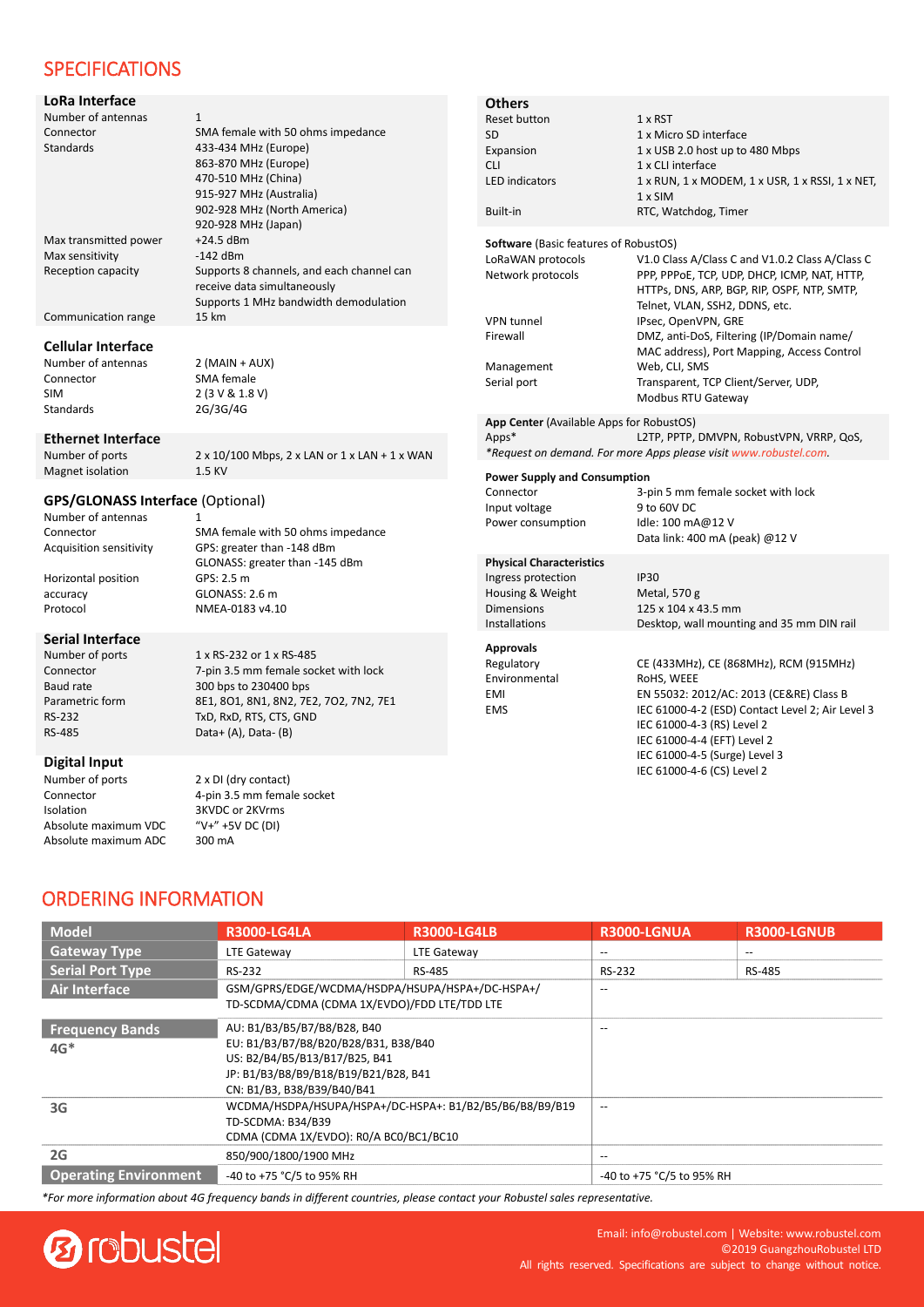## SPECIFICATIONS

### LoRa Interface

| | |
|---|---|
| Number of antennas | 1 |
| Connector | SMA female with 50 ohms impedance |
| Standards | 433-434 MHz (Europe)<br>863-870 MHz (Europe)<br>470-510 MHz (China)<br>915-927 MHz (Australia)<br>902-928 MHz (North America)<br>920-928 MHz (Japan) |
| Max transmitted power | +24.5 dBm |
| Max sensitivity | -142 dBm |
| Reception capacity | Supports 8 channels, and each channel can receive data simultaneously<br>Supports 1 MHz bandwidth demodulation |
| Communication range | 15 km |

### Cellular Interface

| | |
|---|---|
| Number of antennas | 2 (MAIN + AUX) |
| Connector | SMA female |
| SIM | 2 (3 V & 1.8 V) |
| Standards | 2G/3G/4G |

### Ethernet Interface

| | |
|---|---|
| Number of ports | 2 x 10/100 Mbps, 2 x LAN or 1 x LAN + 1 x WAN |
| Magnet isolation | 1.5 KV |

### GPS/GLONASS Interface (Optional)

| | |
|---|---|
| Number of antennas | 1 |
| Connector | SMA female with 50 ohms impedance |
| Acquisition sensitivity | GPS: greater than -148 dBm<br>GLONASS: greater than -145 dBm |
| Horizontal position accuracy | GPS: 2.5 m<br>GLONASS: 2.6 m |
| Protocol | NMEA-0183 v4.10 |

### Serial Interface

| | |
|---|---|
| Number of ports | 1 x RS-232 or 1 x RS-485 |
| Connector | 7-pin 3.5 mm female socket with lock |
| Baud rate | 300 bps to 230400 bps |
| Parametric form | 8E1, 8O1, 8N1, 8N2, 7E2, 7O2, 7N2, 7E1 |
| RS-232 | TxD, RxD, RTS, CTS, GND |
| RS-485 | Data+ (A), Data- (B) |

### Digital Input

| | |
|---|---|
| Number of ports | 2 x DI (dry contact) |
| Connector | 4-pin 3.5 mm female socket |
| Isolation | 3KVDC or 2KVrms |
| Absolute maximum VDC | "V+" +5V DC (DI) |
| Absolute maximum ADC | 300 mA |

### Others

| | |
|---|---|
| Reset button | 1 x RST |
| SD | 1 x Micro SD interface |
| Expansion | 1 x USB 2.0 host up to 480 Mbps |
| CLI | 1 x CLI interface |
| LED indicators | 1 x RUN, 1 x MODEM, 1 x USR, 1 x RSSI, 1 x NET, 1 x SIM |
| Built-in | RTC, Watchdog, Timer |

**Software** (Basic features of RobustOS)

| | |
|---|---|
| LoRaWAN protocols | V1.0 Class A/Class C and V1.0.2 Class A/Class C |
| Network protocols | PPP, PPPoE, TCP, UDP, DHCP, ICMP, NAT, HTTP, HTTPs, DNS, ARP, BGP, RIP, OSPF, NTP, SMTP, Telnet, VLAN, SSH2, DDNS, etc. |
| VPN tunnel | IPsec, OpenVPN, GRE |
| Firewall | DMZ, anti-DoS, Filtering (IP/Domain name/ MAC address), Port Mapping, Access Control |
| Management | Web, CLI, SMS |
| Serial port | Transparent, TCP Client/Server, UDP, Modbus RTU Gateway |

**App Center** (Available Apps for RobustOS)

| | |
|---|---|
| Apps* | L2TP, PPTP, DMVPN, RobustVPN, VRRP, QoS, |

*Request on demand. For more Apps please visit www.robustel.com.*

**Power Supply and Consumption**

| | |
|---|---|
| Connector | 3-pin 5 mm female socket with lock |
| Input voltage | 9 to 60V DC |
| Power consumption | Idle: 100 mA@12 V<br>Data link: 400 mA (peak) @12 V |

**Physical Characteristics**

| | |
|---|---|
| Ingress protection | IP30 |
| Housing & Weight | Metal, 570 g |
| Dimensions | 125 x 104 x 43.5 mm |
| Installations | Desktop, wall mounting and 35 mm DIN rail |

**Approvals**

| | |
|---|---|
| Regulatory | CE (433MHz), CE (868MHz), RCM (915MHz) |
| Environmental | RoHS, WEEE |
| EMI | EN 55032: 2012/AC: 2013 (CE&RE) Class B |
| EMS | IEC 61000-4-2 (ESD) Contact Level 2; Air Level 3<br>IEC 61000-4-3 (RS) Level 2<br>IEC 61000-4-4 (EFT) Level 2<br>IEC 61000-4-5 (Surge) Level 3<br>IEC 61000-4-6 (CS) Level 2 |

## ORDERING INFORMATION

| Model | R3000-LG4LA | R3000-LG4LB | R3000-LGNUA | R3000-LGNUB |
|---|---|---|---|---|
| Gateway Type | LTE Gateway | LTE Gateway | -- | -- |
| Serial Port Type | RS-232 | RS-485 | RS-232 | RS-485 |
| Air Interface | GSM/GPRS/EDGE/WCDMA/HSDPA/HSUPA/HSPA+/DC-HSPA+/<br>TD-SCDMA/CDMA (CDMA 1X/EVDO)/FDD LTE/TDD LTE | | -- | |
| Frequency Bands 4G* | AU: B1/B3/B5/B7/B8/B28, B40<br>EU: B1/B3/B7/B8/B20/B28/B31, B38/B40<br>US: B2/B4/B5/B13/B17/B25, B41<br>JP: B1/B3/B8/B9/B18/B19/B21/B28, B41<br>CN: B1/B3, B38/B39/B40/B41 | | -- | |
| 3G | WCDMA/HSDPA/HSUPA/HSPA+/DC-HSPA+: B1/B2/B5/B6/B8/B9/B19<br>TD-SCDMA: B34/B39<br>CDMA (CDMA 1X/EVDO): R0/A BC0/BC1/BC10 | | -- | |
| 2G | 850/900/1800/1900 MHz | | -- | |
| Operating Environment | -40 to +75 °C/5 to 95% RH | | -40 to +75 °C/5 to 95% RH | |

*For more information about 4G frequency bands in different countries, please contact your Robustel sales representative.*

robustel

Email: info@robustel.com | Website: www.robustel.com
©2019 GuangzhouRobustel LTD
All rights reserved. Specifications are subject to change without notice.